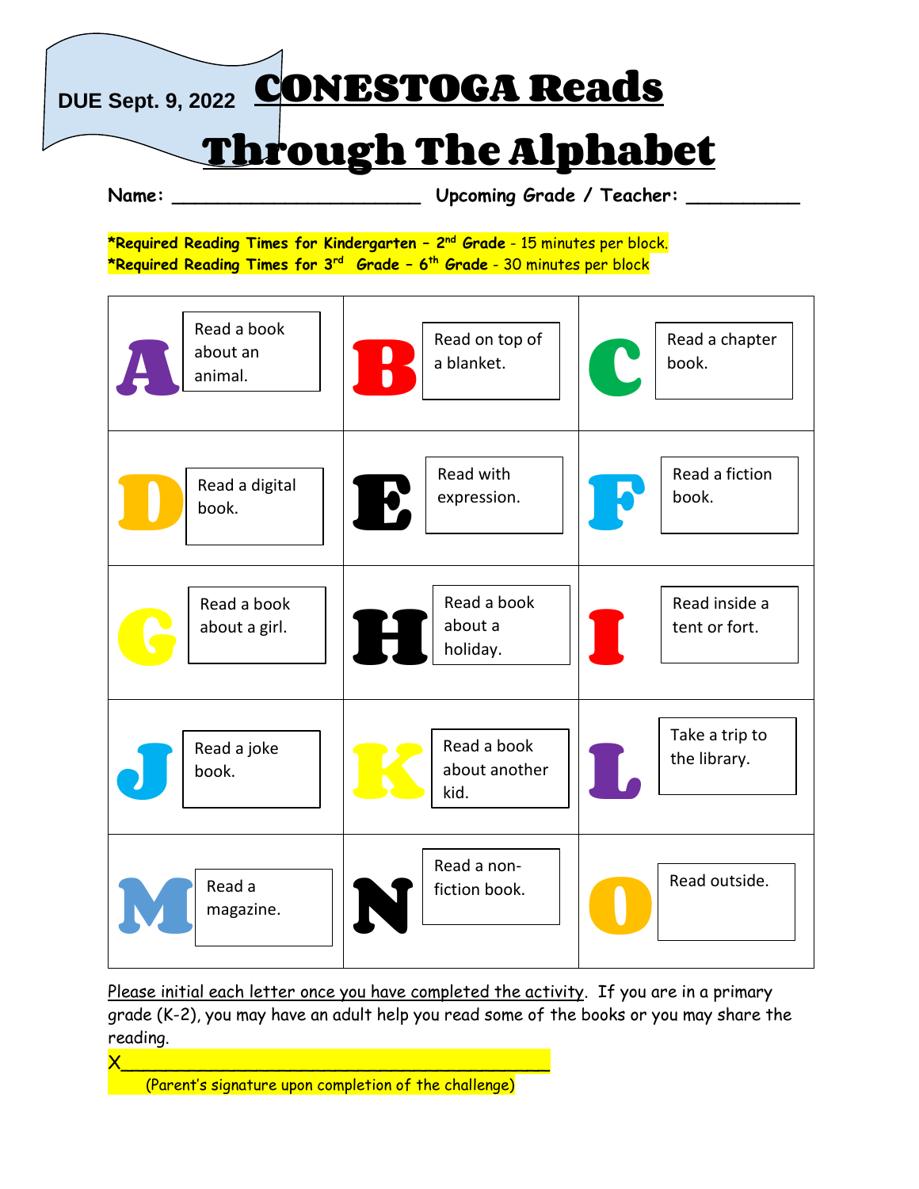DUE Sept. 9, 2022

# CONESTOGA Reads Through The Alphabet

**Name:** ______________________ **Upcoming Grade / Teacher:** __________

***Required Reading Times for Kindergarten – 2nd Grade** - 15 minutes per block.
***Required Reading Times for 3rd Grade – 6th Grade** - 30 minutes per block

| | | |
|---|---|---|
| **A** Read a book about an animal. | **B** Read on top of a blanket. | **C** Read a chapter book. |
| **D** Read a digital book. | **E** Read with expression. | **F** Read a fiction book. |
| **G** Read a book about a girl. | **H** Read a book about a holiday. | **I** Read inside a tent or fort. |
| **J** Read a joke book. | **K** Read a book about another kid. | **L** Take a trip to the library. |
| **M** Read a magazine. | **N** Read a non-fiction book. | **O** Read outside. |

Please initial each letter once you have completed the activity. If you are in a primary grade (K-2), you may have an adult help you read some of the books or you may share the reading.

X________________________________________

(Parent's signature upon completion of the challenge)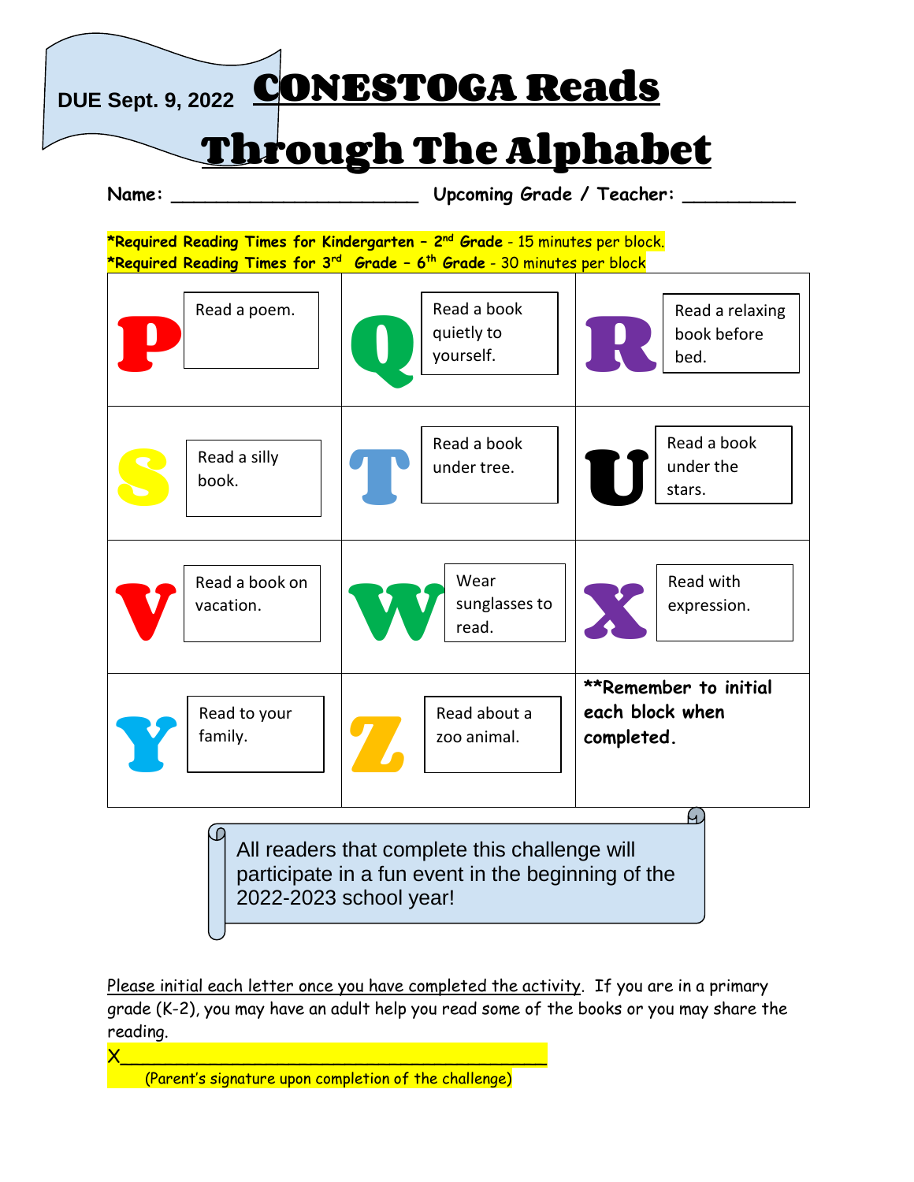DUE Sept. 9, 2022

# CONESTOGA Reads Through The Alphabet

**Name:** ________________________ **Upcoming Grade / Teacher:** __________

***Required Reading Times for Kindergarten – 2nd Grade** - 15 minutes per block.
***Required Reading Times for 3rd Grade – 6th Grade** - 30 minutes per block

| | | |
|---|---|---|
| **P** Read a poem. | **Q** Read a book quietly to yourself. | **R** Read a relaxing book before bed. |
| **S** Read a silly book. | **T** Read a book under tree. | **U** Read a book under the stars. |
| **V** Read a book on vacation. | **W** Wear sunglasses to read. | **X** Read with expression. |
| **Y** Read to your family. | **Z** Read about a zoo animal. | ****Remember to initial each block when completed.** |

All readers that complete this challenge will participate in a fun event in the beginning of the 2022-2023 school year!

Please initial each letter once you have completed the activity. If you are in a primary grade (K-2), you may have an adult help you read some of the books or you may share the reading.

X___________________________________________

(Parent's signature upon completion of the challenge)